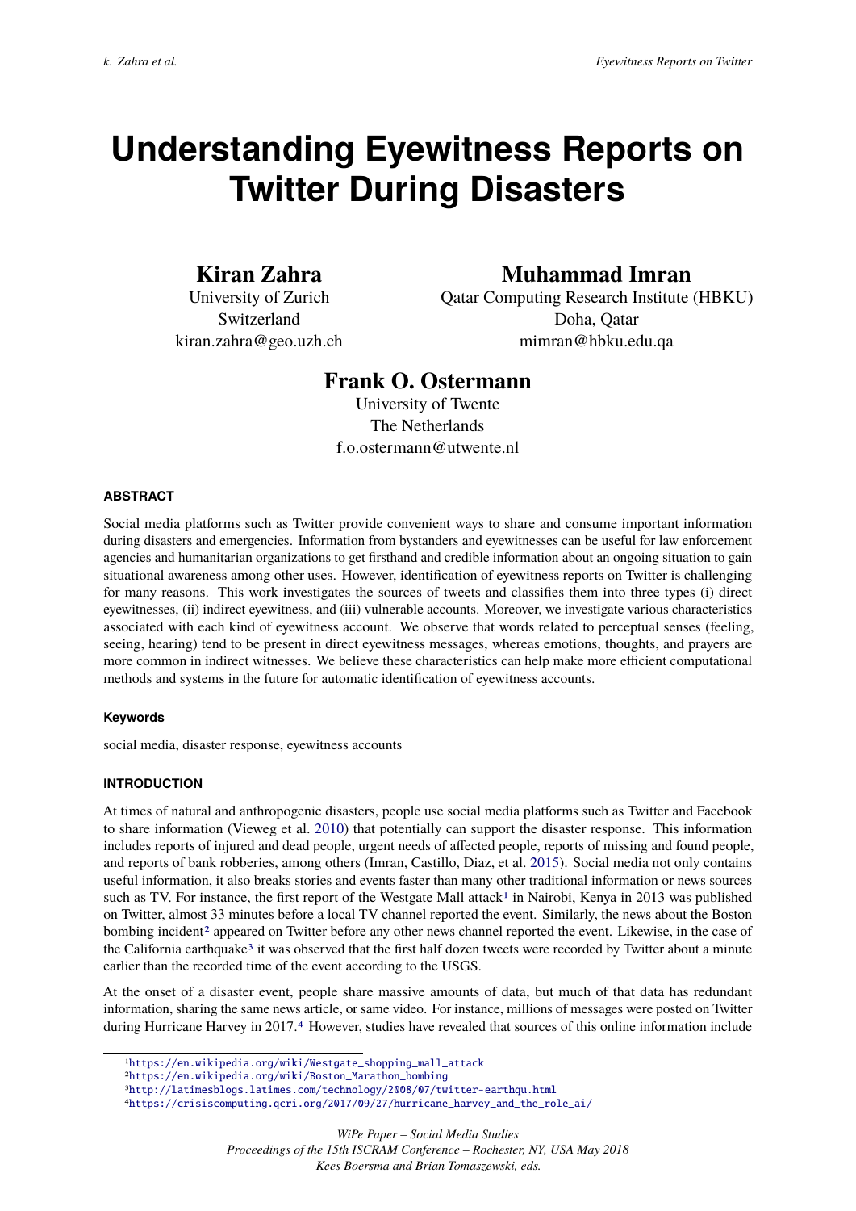# Understanding Eyewitness Reports on Twitter During Disasters

**Kiran Zahra**
University of Zurich
Switzerland
kiran.zahra@geo.uzh.ch

**Muhammad Imran**
Qatar Computing Research Institute (HBKU)
Doha, Qatar
mimran@hbku.edu.qa

**Frank O. Ostermann**
University of Twente
The Netherlands
f.o.ostermann@utwente.nl

## ABSTRACT

Social media platforms such as Twitter provide convenient ways to share and consume important information during disasters and emergencies. Information from bystanders and eyewitnesses can be useful for law enforcement agencies and humanitarian organizations to get firsthand and credible information about an ongoing situation to gain situational awareness among other uses. However, identification of eyewitness reports on Twitter is challenging for many reasons. This work investigates the sources of tweets and classifies them into three types (i) direct eyewitnesses, (ii) indirect eyewitness, and (iii) vulnerable accounts. Moreover, we investigate various characteristics associated with each kind of eyewitness account. We observe that words related to perceptual senses (feeling, seeing, hearing) tend to be present in direct eyewitness messages, whereas emotions, thoughts, and prayers are more common in indirect witnesses. We believe these characteristics can help make more efficient computational methods and systems in the future for automatic identification of eyewitness accounts.

### Keywords

social media, disaster response, eyewitness accounts

## INTRODUCTION

At times of natural and anthropogenic disasters, people use social media platforms such as Twitter and Facebook to share information (Vieweg et al. 2010) that potentially can support the disaster response. This information includes reports of injured and dead people, urgent needs of affected people, reports of missing and found people, and reports of bank robberies, among others (Imran, Castillo, Diaz, et al. 2015). Social media not only contains useful information, it also breaks stories and events faster than many other traditional information or news sources such as TV. For instance, the first report of the Westgate Mall attack[1] in Nairobi, Kenya in 2013 was published on Twitter, almost 33 minutes before a local TV channel reported the event. Similarly, the news about the Boston bombing incident[2] appeared on Twitter before any other news channel reported the event. Likewise, in the case of the California earthquake[3] it was observed that the first half dozen tweets were recorded by Twitter about a minute earlier than the recorded time of the event according to the USGS.

At the onset of a disaster event, people share massive amounts of data, but much of that data has redundant information, sharing the same news article, or same video. For instance, millions of messages were posted on Twitter during Hurricane Harvey in 2017.[4] However, studies have revealed that sources of this online information include

---

[1] https://en.wikipedia.org/wiki/Westgate_shopping_mall_attack
[2] https://en.wikipedia.org/wiki/Boston_Marathon_bombing
[3] http://latimesblogs.latimes.com/technology/2008/07/twitter-earthqu.html
[4] https://crisiscomputing.qcri.org/2017/09/27/hurricane_harvey_and_the_role_ai/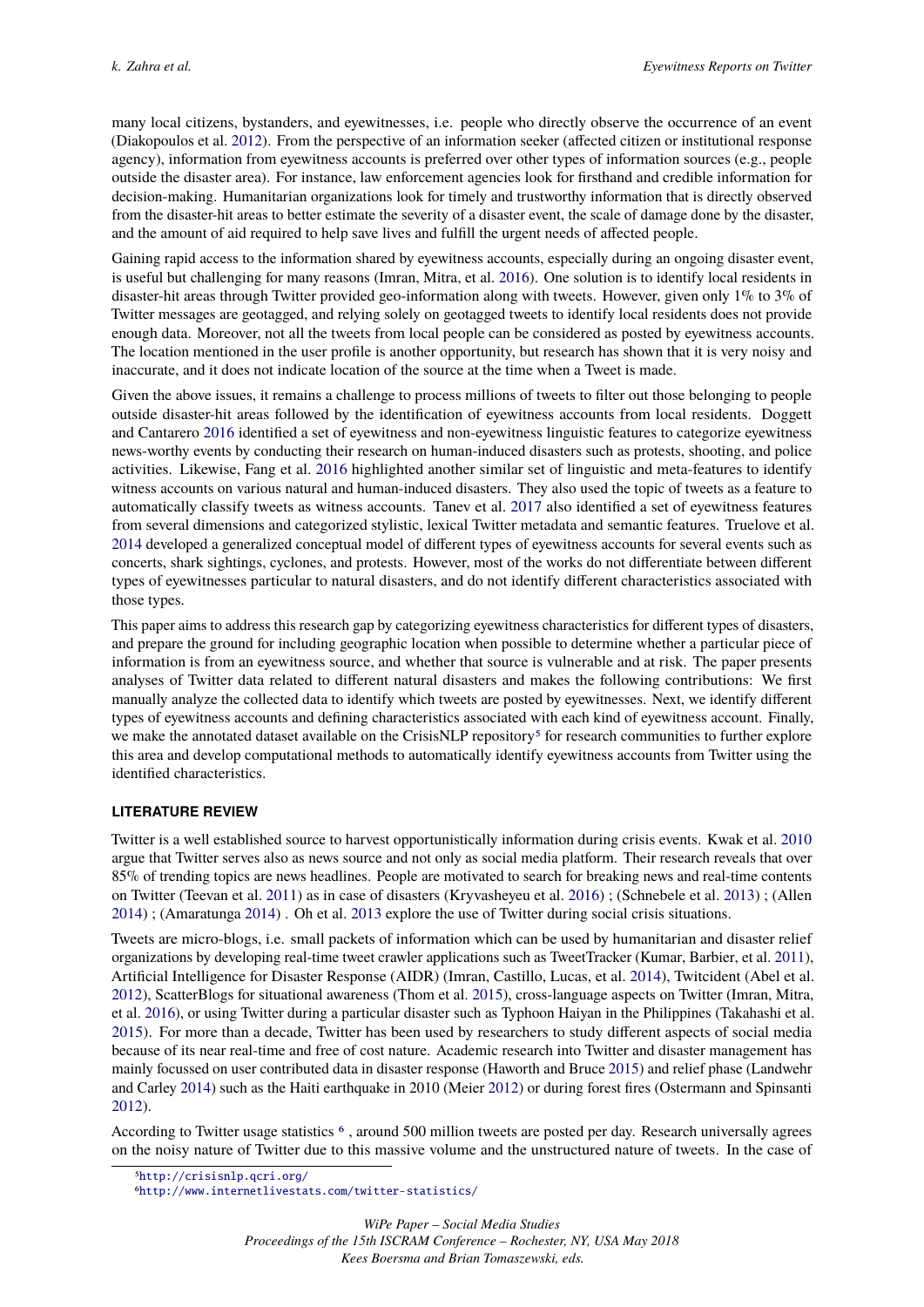many local citizens, bystanders, and eyewitnesses, i.e. people who directly observe the occurrence of an event (Diakopoulos et al. 2012). From the perspective of an information seeker (affected citizen or institutional response agency), information from eyewitness accounts is preferred over other types of information sources (e.g., people outside the disaster area). For instance, law enforcement agencies look for firsthand and credible information for decision-making. Humanitarian organizations look for timely and trustworthy information that is directly observed from the disaster-hit areas to better estimate the severity of a disaster event, the scale of damage done by the disaster, and the amount of aid required to help save lives and fulfill the urgent needs of affected people.

Gaining rapid access to the information shared by eyewitness accounts, especially during an ongoing disaster event, is useful but challenging for many reasons (Imran, Mitra, et al. 2016). One solution is to identify local residents in disaster-hit areas through Twitter provided geo-information along with tweets. However, given only 1% to 3% of Twitter messages are geotagged, and relying solely on geotagged tweets to identify local residents does not provide enough data. Moreover, not all the tweets from local people can be considered as posted by eyewitness accounts. The location mentioned in the user profile is another opportunity, but research has shown that it is very noisy and inaccurate, and it does not indicate location of the source at the time when a Tweet is made.

Given the above issues, it remains a challenge to process millions of tweets to filter out those belonging to people outside disaster-hit areas followed by the identification of eyewitness accounts from local residents. Doggett and Cantarero 2016 identified a set of eyewitness and non-eyewitness linguistic features to categorize eyewitness news-worthy events by conducting their research on human-induced disasters such as protests, shooting, and police activities. Likewise, Fang et al. 2016 highlighted another similar set of linguistic and meta-features to identify witness accounts on various natural and human-induced disasters. They also used the topic of tweets as a feature to automatically classify tweets as witness accounts. Tanev et al. 2017 also identified a set of eyewitness features from several dimensions and categorized stylistic, lexical Twitter metadata and semantic features. Truelove et al. 2014 developed a generalized conceptual model of different types of eyewitness accounts for several events such as concerts, shark sightings, cyclones, and protests. However, most of the works do not differentiate between different types of eyewitnesses particular to natural disasters, and do not identify different characteristics associated with those types.

This paper aims to address this research gap by categorizing eyewitness characteristics for different types of disasters, and prepare the ground for including geographic location when possible to determine whether a particular piece of information is from an eyewitness source, and whether that source is vulnerable and at risk. The paper presents analyses of Twitter data related to different natural disasters and makes the following contributions: We first manually analyze the collected data to identify which tweets are posted by eyewitnesses. Next, we identify different types of eyewitness accounts and defining characteristics associated with each kind of eyewitness account. Finally, we make the annotated dataset available on the CrisisNLP repository[5] for research communities to further explore this area and develop computational methods to automatically identify eyewitness accounts from Twitter using the identified characteristics.

## LITERATURE REVIEW

Twitter is a well established source to harvest opportunistically information during crisis events. Kwak et al. 2010 argue that Twitter serves also as news source and not only as social media platform. Their research reveals that over 85% of trending topics are news headlines. People are motivated to search for breaking news and real-time contents on Twitter (Teevan et al. 2011) as in case of disasters (Kryvasheyeu et al. 2016) ; (Schnebele et al. 2013) ; (Allen 2014) ; (Amaratunga 2014) . Oh et al. 2013 explore the use of Twitter during social crisis situations.

Tweets are micro-blogs, i.e. small packets of information which can be used by humanitarian and disaster relief organizations by developing real-time tweet crawler applications such as TweetTracker (Kumar, Barbier, et al. 2011), Artificial Intelligence for Disaster Response (AIDR) (Imran, Castillo, Lucas, et al. 2014), Twitcident (Abel et al. 2012), ScatterBlogs for situational awareness (Thom et al. 2015), cross-language aspects on Twitter (Imran, Mitra, et al. 2016), or using Twitter during a particular disaster such as Typhoon Haiyan in the Philippines (Takahashi et al. 2015). For more than a decade, Twitter has been used by researchers to study different aspects of social media because of its near real-time and free of cost nature. Academic research into Twitter and disaster management has mainly focussed on user contributed data in disaster response (Haworth and Bruce 2015) and relief phase (Landwehr and Carley 2014) such as the Haiti earthquake in 2010 (Meier 2012) or during forest fires (Ostermann and Spinsanti 2012).

According to Twitter usage statistics [6] , around 500 million tweets are posted per day. Research universally agrees on the noisy nature of Twitter due to this massive volume and the unstructured nature of tweets. In the case of

[5] http://crisisnlp.qcri.org/

[6] http://www.internetlivestats.com/twitter-statistics/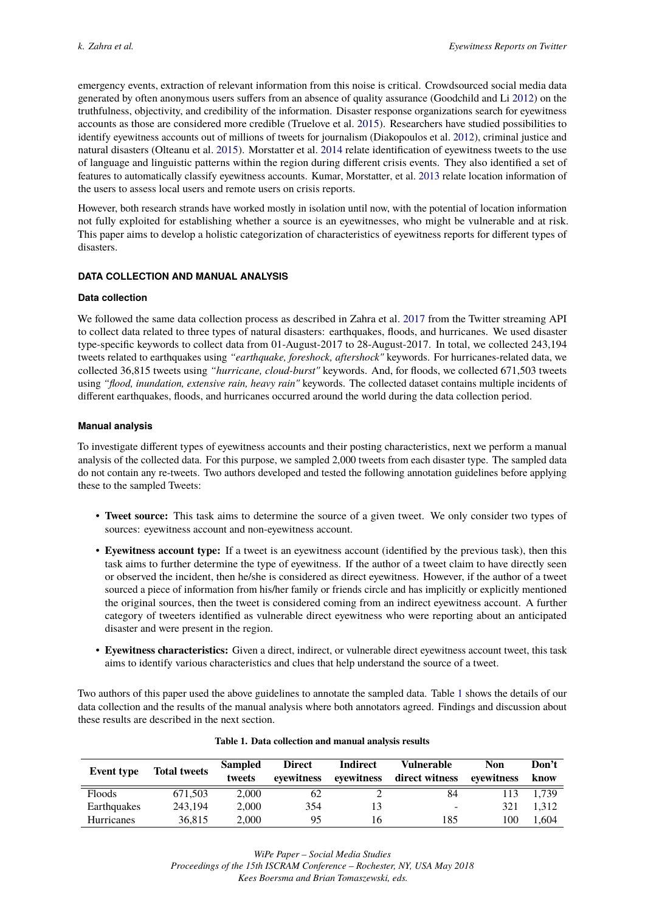emergency events, extraction of relevant information from this noise is critical. Crowdsourced social media data generated by often anonymous users suffers from an absence of quality assurance (Goodchild and Li 2012) on the truthfulness, objectivity, and credibility of the information. Disaster response organizations search for eyewitness accounts as those are considered more credible (Truelove et al. 2015). Researchers have studied possibilities to identify eyewitness accounts out of millions of tweets for journalism (Diakopoulos et al. 2012), criminal justice and natural disasters (Olteanu et al. 2015). Morstatter et al. 2014 relate identification of eyewitness tweets to the use of language and linguistic patterns within the region during different crisis events. They also identified a set of features to automatically classify eyewitness accounts. Kumar, Morstatter, et al. 2013 relate location information of the users to assess local users and remote users on crisis reports.

However, both research strands have worked mostly in isolation until now, with the potential of location information not fully exploited for establishing whether a source is an eyewitnesses, who might be vulnerable and at risk. This paper aims to develop a holistic categorization of characteristics of eyewitness reports for different types of disasters.

## DATA COLLECTION AND MANUAL ANALYSIS

### Data collection

We followed the same data collection process as described in Zahra et al. 2017 from the Twitter streaming API to collect data related to three types of natural disasters: earthquakes, floods, and hurricanes. We used disaster type-specific keywords to collect data from 01-August-2017 to 28-August-2017. In total, we collected 243,194 tweets related to earthquakes using *"earthquake, foreshock, aftershock"* keywords. For hurricanes-related data, we collected 36,815 tweets using *"hurricane, cloud-burst"* keywords. And, for floods, we collected 671,503 tweets using *"flood, inundation, extensive rain, heavy rain"* keywords. The collected dataset contains multiple incidents of different earthquakes, floods, and hurricanes occurred around the world during the data collection period.

### Manual analysis

To investigate different types of eyewitness accounts and their posting characteristics, next we perform a manual analysis of the collected data. For this purpose, we sampled 2,000 tweets from each disaster type. The sampled data do not contain any re-tweets. Two authors developed and tested the following annotation guidelines before applying these to the sampled Tweets:

- **Tweet source:** This task aims to determine the source of a given tweet. We only consider two types of sources: eyewitness account and non-eyewitness account.
- **Eyewitness account type:** If a tweet is an eyewitness account (identified by the previous task), then this task aims to further determine the type of eyewitness. If the author of a tweet claim to have directly seen or observed the incident, then he/she is considered as direct eyewitness. However, if the author of a tweet sourced a piece of information from his/her family or friends circle and has implicitly or explicitly mentioned the original sources, then the tweet is considered coming from an indirect eyewitness account. A further category of tweeters identified as vulnerable direct eyewitness who were reporting about an anticipated disaster and were present in the region.
- **Eyewitness characteristics:** Given a direct, indirect, or vulnerable direct eyewitness account tweet, this task aims to identify various characteristics and clues that help understand the source of a tweet.

Two authors of this paper used the above guidelines to annotate the sampled data. Table 1 shows the details of our data collection and the results of the manual analysis where both annotators agreed. Findings and discussion about these results are described in the next section.

**Table 1. Data collection and manual analysis results**

| Event type | Total tweets | Sampled tweets | Direct eyewitness | Indirect eyewitness | Vulnerable direct witness | Non eyewitness | Don't know |
|---|---|---|---|---|---|---|---|
| Floods | 671,503 | 2,000 | 62 | 2 | 84 | 113 | 1,739 |
| Earthquakes | 243,194 | 2,000 | 354 | 13 | - | 321 | 1,312 |
| Hurricanes | 36,815 | 2,000 | 95 | 16 | 185 | 100 | 1,604 |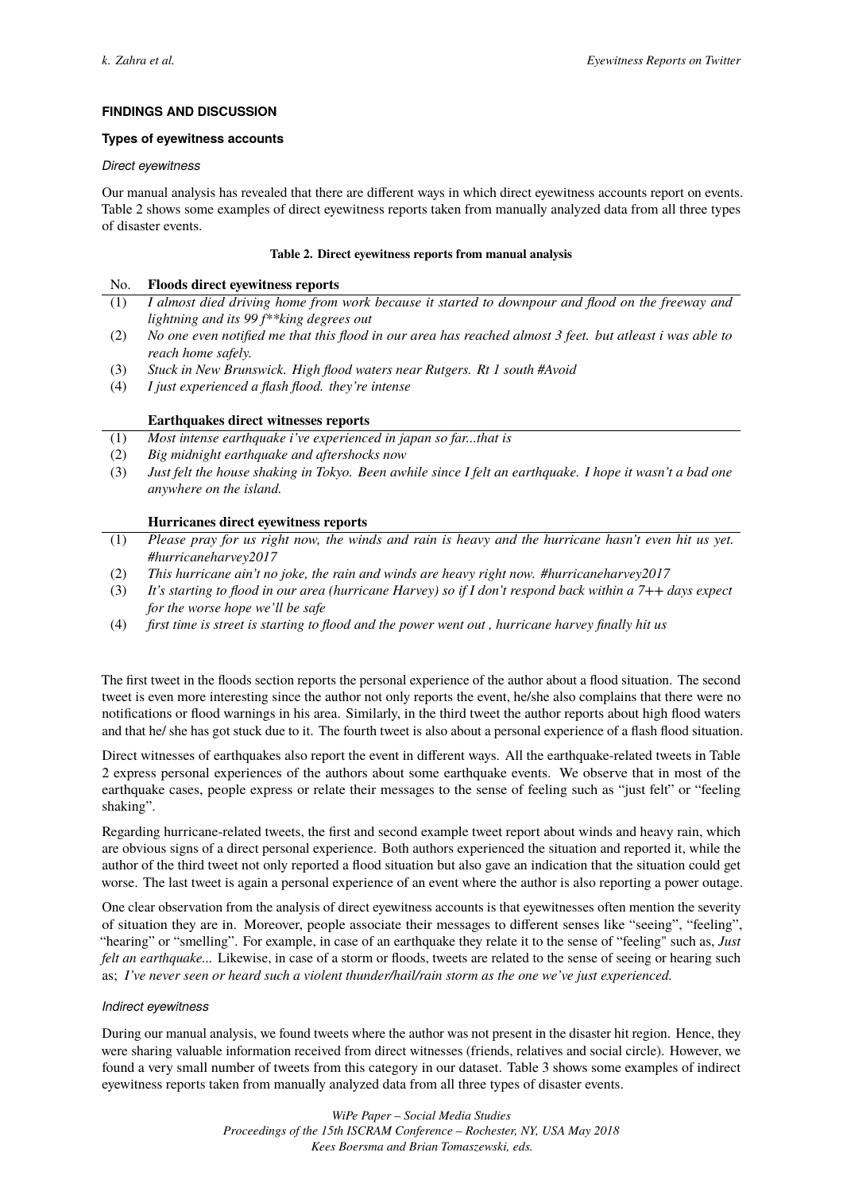## FINDINGS AND DISCUSSION

### Types of eyewitness accounts

#### *Direct eyewitness*

Our manual analysis has revealed that there are different ways in which direct eyewitness accounts report on events. Table 2 shows some examples of direct eyewitness reports taken from manually analyzed data from all three types of disaster events.

**Table 2. Direct eyewitness reports from manual analysis**

| No. | **Floods direct eyewitness reports** |
|---|---|
| (1) | *I almost died driving home from work because it started to downpour and flood on the freeway and lightning and its 99 f**king degrees out* |
| (2) | *No one even notified me that this flood in our area has reached almost 3 feet. but atleast i was able to reach home safely.* |
| (3) | *Stuck in New Brunswick. High flood waters near Rutgers. Rt 1 south #Avoid* |
| (4) | *I just experienced a flash flood. they're intense* |
| | **Earthquakes direct witnesses reports** |
| (1) | *Most intense earthquake i've experienced in japan so far...that is* |
| (2) | *Big midnight earthquake and aftershocks now* |
| (3) | *Just felt the house shaking in Tokyo. Been awhile since I felt an earthquake. I hope it wasn't a bad one anywhere on the island.* |
| | **Hurricanes direct eyewitness reports** |
| (1) | *Please pray for us right now, the winds and rain is heavy and the hurricane hasn't even hit us yet. #hurricaneharvey2017* |
| (2) | *This hurricane ain't no joke, the rain and winds are heavy right now. #hurricaneharvey2017* |
| (3) | *It's starting to flood in our area (hurricane Harvey) so if I don't respond back within a 7++ days expect for the worse hope we'll be safe* |
| (4) | *first time is street is starting to flood and the power went out , hurricane harvey finally hit us* |

The first tweet in the floods section reports the personal experience of the author about a flood situation. The second tweet is even more interesting since the author not only reports the event, he/she also complains that there were no notifications or flood warnings in his area. Similarly, in the third tweet the author reports about high flood waters and that he/ she has got stuck due to it. The fourth tweet is also about a personal experience of a flash flood situation.

Direct witnesses of earthquakes also report the event in different ways. All the earthquake-related tweets in Table 2 express personal experiences of the authors about some earthquake events. We observe that in most of the earthquake cases, people express or relate their messages to the sense of feeling such as "just felt" or "feeling shaking".

Regarding hurricane-related tweets, the first and second example tweet report about winds and heavy rain, which are obvious signs of a direct personal experience. Both authors experienced the situation and reported it, while the author of the third tweet not only reported a flood situation but also gave an indication that the situation could get worse. The last tweet is again a personal experience of an event where the author is also reporting a power outage.

One clear observation from the analysis of direct eyewitness accounts is that eyewitnesses often mention the severity of situation they are in. Moreover, people associate their messages to different senses like "seeing", "feeling", "hearing" or "smelling". For example, in case of an earthquake they relate it to the sense of "feeling" such as, *Just felt an earthquake...* Likewise, in case of a storm or floods, tweets are related to the sense of seeing or hearing such as; *I've never seen or heard such a violent thunder/hail/rain storm as the one we've just experienced.*

#### *Indirect eyewitness*

During our manual analysis, we found tweets where the author was not present in the disaster hit region. Hence, they were sharing valuable information received from direct witnesses (friends, relatives and social circle). However, we found a very small number of tweets from this category in our dataset. Table 3 shows some examples of indirect eyewitness reports taken from manually analyzed data from all three types of disaster events.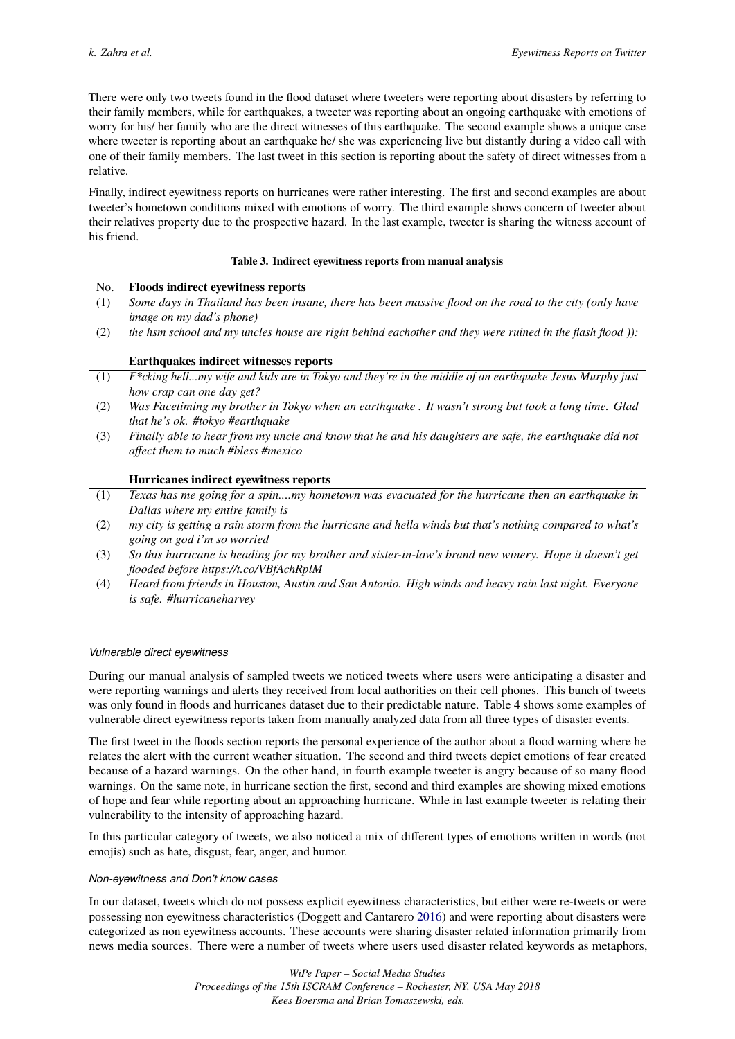There were only two tweets found in the flood dataset where tweeters were reporting about disasters by referring to their family members, while for earthquakes, a tweeter was reporting about an ongoing earthquake with emotions of worry for his/ her family who are the direct witnesses of this earthquake. The second example shows a unique case where tweeter is reporting about an earthquake he/ she was experiencing live but distantly during a video call with one of their family members. The last tweet in this section is reporting about the safety of direct witnesses from a relative.

Finally, indirect eyewitness reports on hurricanes were rather interesting. The first and second examples are about tweeter's hometown conditions mixed with emotions of worry. The third example shows concern of tweeter about their relatives property due to the prospective hazard. In the last example, tweeter is sharing the witness account of his friend.

**Table 3. Indirect eyewitness reports from manual analysis**

| No. | **Floods indirect eyewitness reports** |
|---|---|
| (1) | *Some days in Thailand has been insane, there has been massive flood on the road to the city (only have image on my dad's phone)* |
| (2) | *the hsm school and my uncles house are right behind eachother and they were ruined in the flash flood )):* |
| | **Earthquakes indirect witnesses reports** |
| (1) | *F*cking hell...my wife and kids are in Tokyo and they're in the middle of an earthquake Jesus Murphy just how crap can one day get?* |
| (2) | *Was Facetiming my brother in Tokyo when an earthquake . It wasn't strong but took a long time. Glad that he's ok. #tokyo #earthquake* |
| (3) | *Finally able to hear from my uncle and know that he and his daughters are safe, the earthquake did not affect them to much #bless #mexico* |
| | **Hurricanes indirect eyewitness reports** |
| (1) | *Texas has me going for a spin....my hometown was evacuated for the hurricane then an earthquake in Dallas where my entire family is* |
| (2) | *my city is getting a rain storm from the hurricane and hella winds but that's nothing compared to what's going on god i'm so worried* |
| (3) | *So this hurricane is heading for my brother and sister-in-law's brand new winery. Hope it doesn't get flooded before https://t.co/VBfAchRplM* |
| (4) | *Heard from friends in Houston, Austin and San Antonio. High winds and heavy rain last night. Everyone is safe. #hurricaneharvey* |

#### *Vulnerable direct eyewitness*

During our manual analysis of sampled tweets we noticed tweets where users were anticipating a disaster and were reporting warnings and alerts they received from local authorities on their cell phones. This bunch of tweets was only found in floods and hurricanes dataset due to their predictable nature. Table 4 shows some examples of vulnerable direct eyewitness reports taken from manually analyzed data from all three types of disaster events.

The first tweet in the floods section reports the personal experience of the author about a flood warning where he relates the alert with the current weather situation. The second and third tweets depict emotions of fear created because of a hazard warnings. On the other hand, in fourth example tweeter is angry because of so many flood warnings. On the same note, in hurricane section the first, second and third examples are showing mixed emotions of hope and fear while reporting about an approaching hurricane. While in last example tweeter is relating their vulnerability to the intensity of approaching hazard.

In this particular category of tweets, we also noticed a mix of different types of emotions written in words (not emojis) such as hate, disgust, fear, anger, and humor.

#### *Non-eyewitness and Don't know cases*

In our dataset, tweets which do not possess explicit eyewitness characteristics, but either were re-tweets or were possessing non eyewitness characteristics (Doggett and Cantarero 2016) and were reporting about disasters were categorized as non eyewitness accounts. These accounts were sharing disaster related information primarily from news media sources. There were a number of tweets where users used disaster related keywords as metaphors,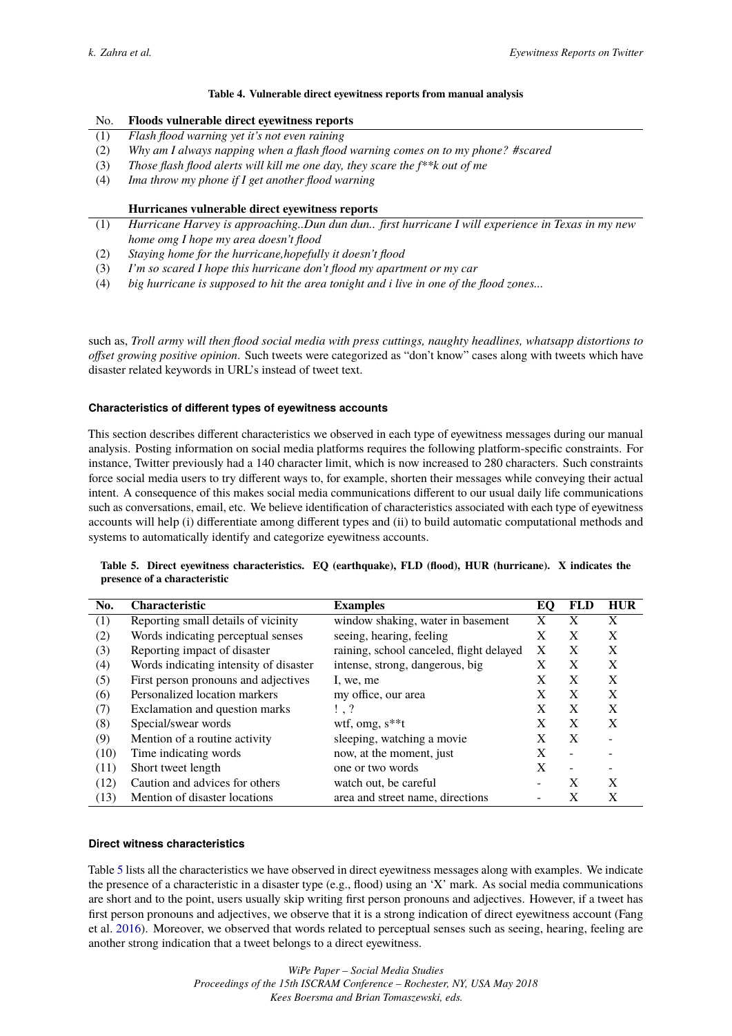**Table 4. Vulnerable direct eyewitness reports from manual analysis**

| No. | **Floods vulnerable direct eyewitness reports** |
|---|---|
| (1) | *Flash flood warning yet it's not even raining* |
| (2) | *Why am I always napping when a flash flood warning comes on to my phone? #scared* |
| (3) | *Those flash flood alerts will kill me one day, they scare the f**k out of me* |
| (4) | *Ima throw my phone if I get another flood warning* |
| | **Hurricanes vulnerable direct eyewitness reports** |
| (1) | *Hurricane Harvey is approaching..Dun dun dun.. first hurricane I will experience in Texas in my new home omg I hope my area doesn't flood* |
| (2) | *Staying home for the hurricane,hopefully it doesn't flood* |
| (3) | *I'm so scared I hope this hurricane don't flood my apartment or my car* |
| (4) | *big hurricane is supposed to hit the area tonight and i live in one of the flood zones...* |

such as, *Troll army will then flood social media with press cuttings, naughty headlines, whatsapp distortions to offset growing positive opinion*. Such tweets were categorized as "don't know" cases along with tweets which have disaster related keywords in URL's instead of tweet text.

#### Characteristics of different types of eyewitness accounts

This section describes different characteristics we observed in each type of eyewitness messages during our manual analysis. Posting information on social media platforms requires the following platform-specific constraints. For instance, Twitter previously had a 140 character limit, which is now increased to 280 characters. Such constraints force social media users to try different ways to, for example, shorten their messages while conveying their actual intent. A consequence of this makes social media communications different to our usual daily life communications such as conversations, email, etc. We believe identification of characteristics associated with each type of eyewitness accounts will help (i) differentiate among different types and (ii) to build automatic computational methods and systems to automatically identify and categorize eyewitness accounts.

**Table 5. Direct eyewitness characteristics. EQ (earthquake), FLD (flood), HUR (hurricane). X indicates the presence of a characteristic**

| No. | Characteristic | Examples | EQ | FLD | HUR |
|---|---|---|---|---|---|
| (1) | Reporting small details of vicinity | window shaking, water in basement | X | X | X |
| (2) | Words indicating perceptual senses | seeing, hearing, feeling | X | X | X |
| (3) | Reporting impact of disaster | raining, school canceled, flight delayed | X | X | X |
| (4) | Words indicating intensity of disaster | intense, strong, dangerous, big | X | X | X |
| (5) | First person pronouns and adjectives | I, we, me | X | X | X |
| (6) | Personalized location markers | my office, our area | X | X | X |
| (7) | Exclamation and question marks | ! , ? | X | X | X |
| (8) | Special/swear words | wtf, omg, s**t | X | X | X |
| (9) | Mention of a routine activity | sleeping, watching a movie | X | X | - |
| (10) | Time indicating words | now, at the moment, just | X | - | - |
| (11) | Short tweet length | one or two words | X | - | - |
| (12) | Caution and advices for others | watch out, be careful | - | X | X |
| (13) | Mention of disaster locations | area and street name, directions | - | X | X |

#### Direct witness characteristics

Table 5 lists all the characteristics we have observed in direct eyewitness messages along with examples. We indicate the presence of a characteristic in a disaster type (e.g., flood) using an 'X' mark. As social media communications are short and to the point, users usually skip writing first person pronouns and adjectives. However, if a tweet has first person pronouns and adjectives, we observe that it is a strong indication of direct eyewitness account (Fang et al. 2016). Moreover, we observed that words related to perceptual senses such as seeing, hearing, feeling are another strong indication that a tweet belongs to a direct eyewitness.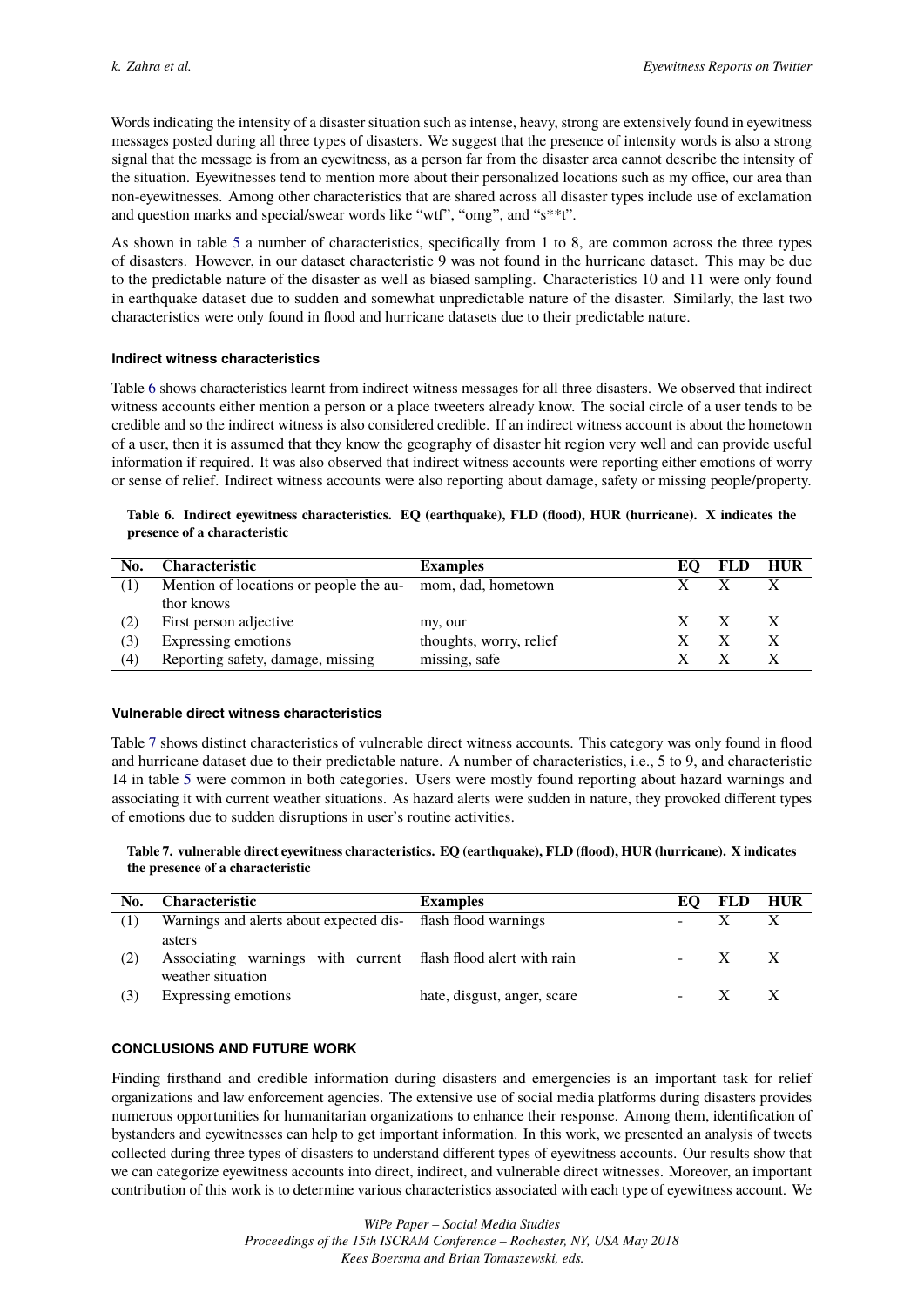Words indicating the intensity of a disaster situation such as intense, heavy, strong are extensively found in eyewitness messages posted during all three types of disasters. We suggest that the presence of intensity words is also a strong signal that the message is from an eyewitness, as a person far from the disaster area cannot describe the intensity of the situation. Eyewitnesses tend to mention more about their personalized locations such as my office, our area than non-eyewitnesses. Among other characteristics that are shared across all disaster types include use of exclamation and question marks and special/swear words like "wtf", "omg", and "s**t".

As shown in table 5 a number of characteristics, specifically from 1 to 8, are common across the three types of disasters. However, in our dataset characteristic 9 was not found in the hurricane dataset. This may be due to the predictable nature of the disaster as well as biased sampling. Characteristics 10 and 11 were only found in earthquake dataset due to sudden and somewhat unpredictable nature of the disaster. Similarly, the last two characteristics were only found in flood and hurricane datasets due to their predictable nature.

#### Indirect witness characteristics

Table 6 shows characteristics learnt from indirect witness messages for all three disasters. We observed that indirect witness accounts either mention a person or a place tweeters already know. The social circle of a user tends to be credible and so the indirect witness is also considered credible. If an indirect witness account is about the hometown of a user, then it is assumed that they know the geography of disaster hit region very well and can provide useful information if required. It was also observed that indirect witness accounts were reporting either emotions of worry or sense of relief. Indirect witness accounts were also reporting about damage, safety or missing people/property.

**Table 6. Indirect eyewitness characteristics. EQ (earthquake), FLD (flood), HUR (hurricane). X indicates the presence of a characteristic**

| No. | Characteristic | Examples | EQ | FLD | HUR |
|---|---|---|---|---|---|
| (1) | Mention of locations or people the author knows | mom, dad, hometown | X | X | X |
| (2) | First person adjective | my, our | X | X | X |
| (3) | Expressing emotions | thoughts, worry, relief | X | X | X |
| (4) | Reporting safety, damage, missing | missing, safe | X | X | X |

#### Vulnerable direct witness characteristics

Table 7 shows distinct characteristics of vulnerable direct witness accounts. This category was only found in flood and hurricane dataset due to their predictable nature. A number of characteristics, i.e., 5 to 9, and characteristic 14 in table 5 were common in both categories. Users were mostly found reporting about hazard warnings and associating it with current weather situations. As hazard alerts were sudden in nature, they provoked different types of emotions due to sudden disruptions in user's routine activities.

**Table 7. vulnerable direct eyewitness characteristics. EQ (earthquake), FLD (flood), HUR (hurricane). X indicates the presence of a characteristic**

| No. | Characteristic | Examples | EQ | FLD | HUR |
|---|---|---|---|---|---|
| (1) | Warnings and alerts about expected disasters | flash flood warnings | - | X | X |
| (2) | Associating warnings with current weather situation | flash flood alert with rain | - | X | X |
| (3) | Expressing emotions | hate, disgust, anger, scare | - | X | X |

## CONCLUSIONS AND FUTURE WORK

Finding firsthand and credible information during disasters and emergencies is an important task for relief organizations and law enforcement agencies. The extensive use of social media platforms during disasters provides numerous opportunities for humanitarian organizations to enhance their response. Among them, identification of bystanders and eyewitnesses can help to get important information. In this work, we presented an analysis of tweets collected during three types of disasters to understand different types of eyewitness accounts. Our results show that we can categorize eyewitness accounts into direct, indirect, and vulnerable direct witnesses. Moreover, an important contribution of this work is to determine various characteristics associated with each type of eyewitness account. We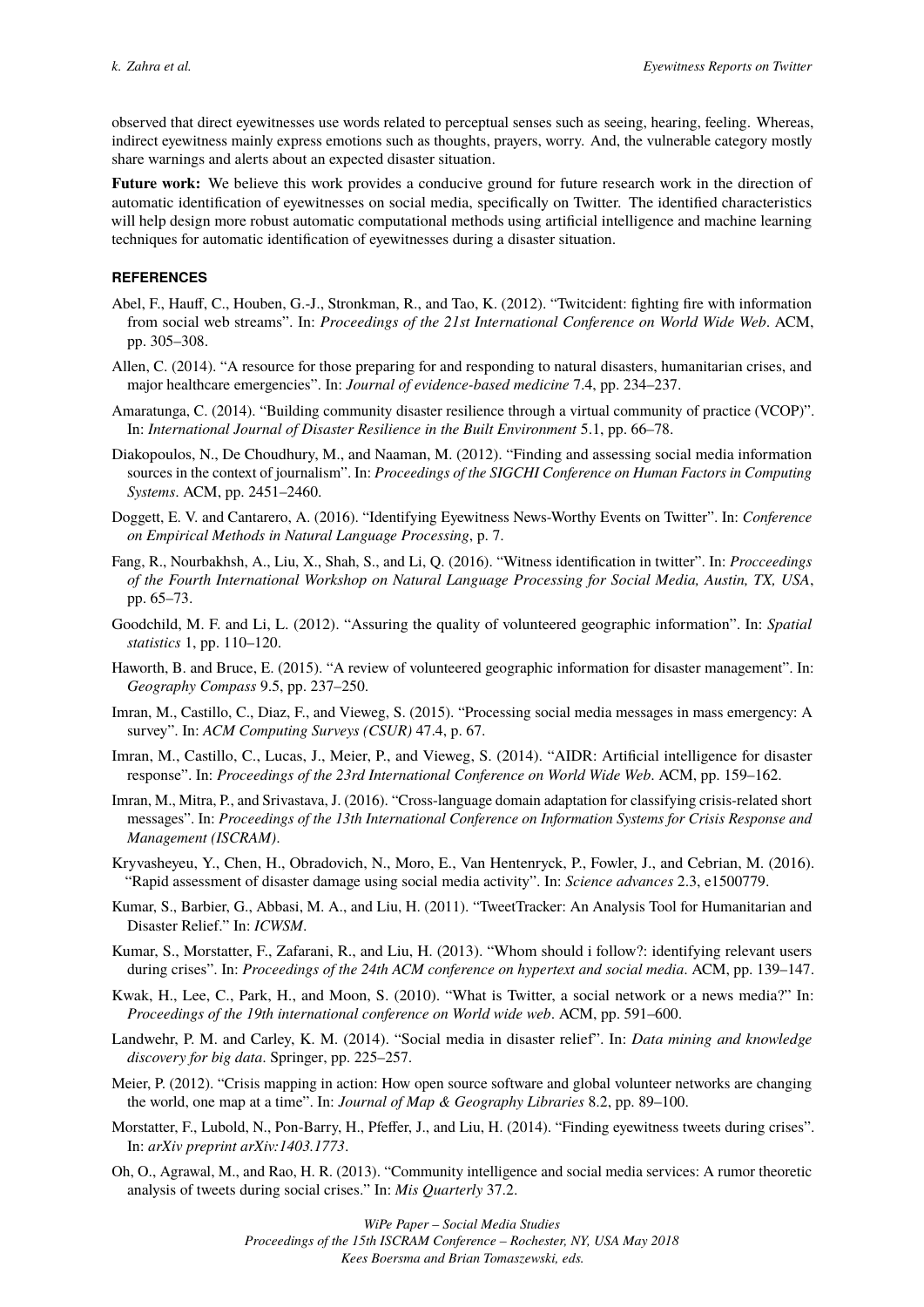observed that direct eyewitnesses use words related to perceptual senses such as seeing, hearing, feeling. Whereas, indirect eyewitness mainly express emotions such as thoughts, prayers, worry. And, the vulnerable category mostly share warnings and alerts about an expected disaster situation.

**Future work:** We believe this work provides a conducive ground for future research work in the direction of automatic identification of eyewitnesses on social media, specifically on Twitter. The identified characteristics will help design more robust automatic computational methods using artificial intelligence and machine learning techniques for automatic identification of eyewitnesses during a disaster situation.

## REFERENCES

Abel, F., Hauff, C., Houben, G.-J., Stronkman, R., and Tao, K. (2012). "Twitcident: fighting fire with information from social web streams". In: *Proceedings of the 21st International Conference on World Wide Web*. ACM, pp. 305–308.

Allen, C. (2014). "A resource for those preparing for and responding to natural disasters, humanitarian crises, and major healthcare emergencies". In: *Journal of evidence-based medicine* 7.4, pp. 234–237.

Amaratunga, C. (2014). "Building community disaster resilience through a virtual community of practice (VCOP)". In: *International Journal of Disaster Resilience in the Built Environment* 5.1, pp. 66–78.

Diakopoulos, N., De Choudhury, M., and Naaman, M. (2012). "Finding and assessing social media information sources in the context of journalism". In: *Proceedings of the SIGCHI Conference on Human Factors in Computing Systems*. ACM, pp. 2451–2460.

Doggett, E. V. and Cantarero, A. (2016). "Identifying Eyewitness News-Worthy Events on Twitter". In: *Conference on Empirical Methods in Natural Language Processing*, p. 7.

Fang, R., Nourbakhsh, A., Liu, X., Shah, S., and Li, Q. (2016). "Witness identification in twitter". In: *Procceedings of the Fourth International Workshop on Natural Language Processing for Social Media, Austin, TX, USA*, pp. 65–73.

Goodchild, M. F. and Li, L. (2012). "Assuring the quality of volunteered geographic information". In: *Spatial statistics* 1, pp. 110–120.

Haworth, B. and Bruce, E. (2015). "A review of volunteered geographic information for disaster management". In: *Geography Compass* 9.5, pp. 237–250.

Imran, M., Castillo, C., Diaz, F., and Vieweg, S. (2015). "Processing social media messages in mass emergency: A survey". In: *ACM Computing Surveys (CSUR)* 47.4, p. 67.

Imran, M., Castillo, C., Lucas, J., Meier, P., and Vieweg, S. (2014). "AIDR: Artificial intelligence for disaster response". In: *Proceedings of the 23rd International Conference on World Wide Web*. ACM, pp. 159–162.

Imran, M., Mitra, P., and Srivastava, J. (2016). "Cross-language domain adaptation for classifying crisis-related short messages". In: *Proceedings of the 13th International Conference on Information Systems for Crisis Response and Management (ISCRAM)*.

Kryvasheyeu, Y., Chen, H., Obradovich, N., Moro, E., Van Hentenryck, P., Fowler, J., and Cebrian, M. (2016). "Rapid assessment of disaster damage using social media activity". In: *Science advances* 2.3, e1500779.

Kumar, S., Barbier, G., Abbasi, M. A., and Liu, H. (2011). "TweetTracker: An Analysis Tool for Humanitarian and Disaster Relief." In: *ICWSM*.

Kumar, S., Morstatter, F., Zafarani, R., and Liu, H. (2013). "Whom should i follow?: identifying relevant users during crises". In: *Proceedings of the 24th ACM conference on hypertext and social media*. ACM, pp. 139–147.

Kwak, H., Lee, C., Park, H., and Moon, S. (2010). "What is Twitter, a social network or a news media?" In: *Proceedings of the 19th international conference on World wide web*. ACM, pp. 591–600.

Landwehr, P. M. and Carley, K. M. (2014). "Social media in disaster relief". In: *Data mining and knowledge discovery for big data*. Springer, pp. 225–257.

Meier, P. (2012). "Crisis mapping in action: How open source software and global volunteer networks are changing the world, one map at a time". In: *Journal of Map & Geography Libraries* 8.2, pp. 89–100.

Morstatter, F., Lubold, N., Pon-Barry, H., Pfeffer, J., and Liu, H. (2014). "Finding eyewitness tweets during crises". In: *arXiv preprint arXiv:1403.1773*.

Oh, O., Agrawal, M., and Rao, H. R. (2013). "Community intelligence and social media services: A rumor theoretic analysis of tweets during social crises." In: *Mis Quarterly* 37.2.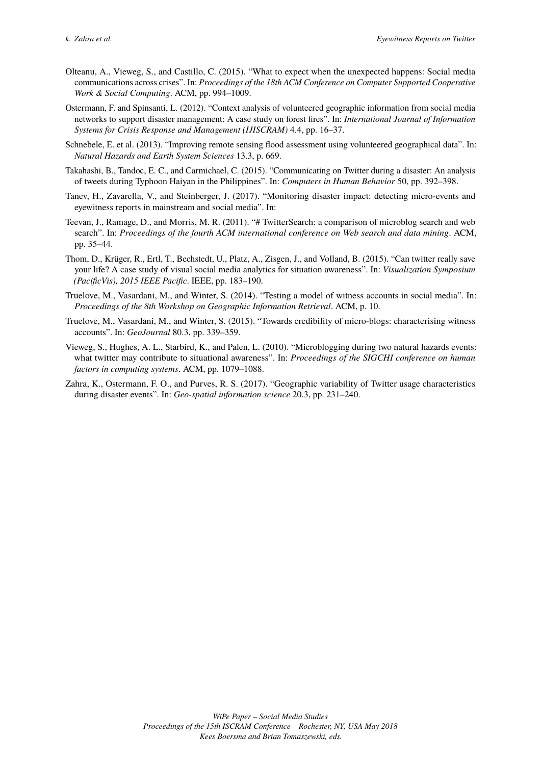Olteanu, A., Vieweg, S., and Castillo, C. (2015). "What to expect when the unexpected happens: Social media communications across crises". In: *Proceedings of the 18th ACM Conference on Computer Supported Cooperative Work & Social Computing*. ACM, pp. 994–1009.

Ostermann, F. and Spinsanti, L. (2012). "Context analysis of volunteered geographic information from social media networks to support disaster management: A case study on forest fires". In: *International Journal of Information Systems for Crisis Response and Management (IJISCRAM)* 4.4, pp. 16–37.

Schnebele, E. et al. (2013). "Improving remote sensing flood assessment using volunteered geographical data". In: *Natural Hazards and Earth System Sciences* 13.3, p. 669.

Takahashi, B., Tandoc, E. C., and Carmichael, C. (2015). "Communicating on Twitter during a disaster: An analysis of tweets during Typhoon Haiyan in the Philippines". In: *Computers in Human Behavior* 50, pp. 392–398.

Tanev, H., Zavarella, V., and Steinberger, J. (2017). "Monitoring disaster impact: detecting micro-events and eyewitness reports in mainstream and social media". In:

Teevan, J., Ramage, D., and Morris, M. R. (2011). "# TwitterSearch: a comparison of microblog search and web search". In: *Proceedings of the fourth ACM international conference on Web search and data mining*. ACM, pp. 35–44.

Thom, D., Krüger, R., Ertl, T., Bechstedt, U., Platz, A., Zisgen, J., and Volland, B. (2015). "Can twitter really save your life? A case study of visual social media analytics for situation awareness". In: *Visualization Symposium (PacificVis), 2015 IEEE Pacific*. IEEE, pp. 183–190.

Truelove, M., Vasardani, M., and Winter, S. (2014). "Testing a model of witness accounts in social media". In: *Proceedings of the 8th Workshop on Geographic Information Retrieval*. ACM, p. 10.

Truelove, M., Vasardani, M., and Winter, S. (2015). "Towards credibility of micro-blogs: characterising witness accounts". In: *GeoJournal* 80.3, pp. 339–359.

Vieweg, S., Hughes, A. L., Starbird, K., and Palen, L. (2010). "Microblogging during two natural hazards events: what twitter may contribute to situational awareness". In: *Proceedings of the SIGCHI conference on human factors in computing systems*. ACM, pp. 1079–1088.

Zahra, K., Ostermann, F. O., and Purves, R. S. (2017). "Geographic variability of Twitter usage characteristics during disaster events". In: *Geo-spatial information science* 20.3, pp. 231–240.